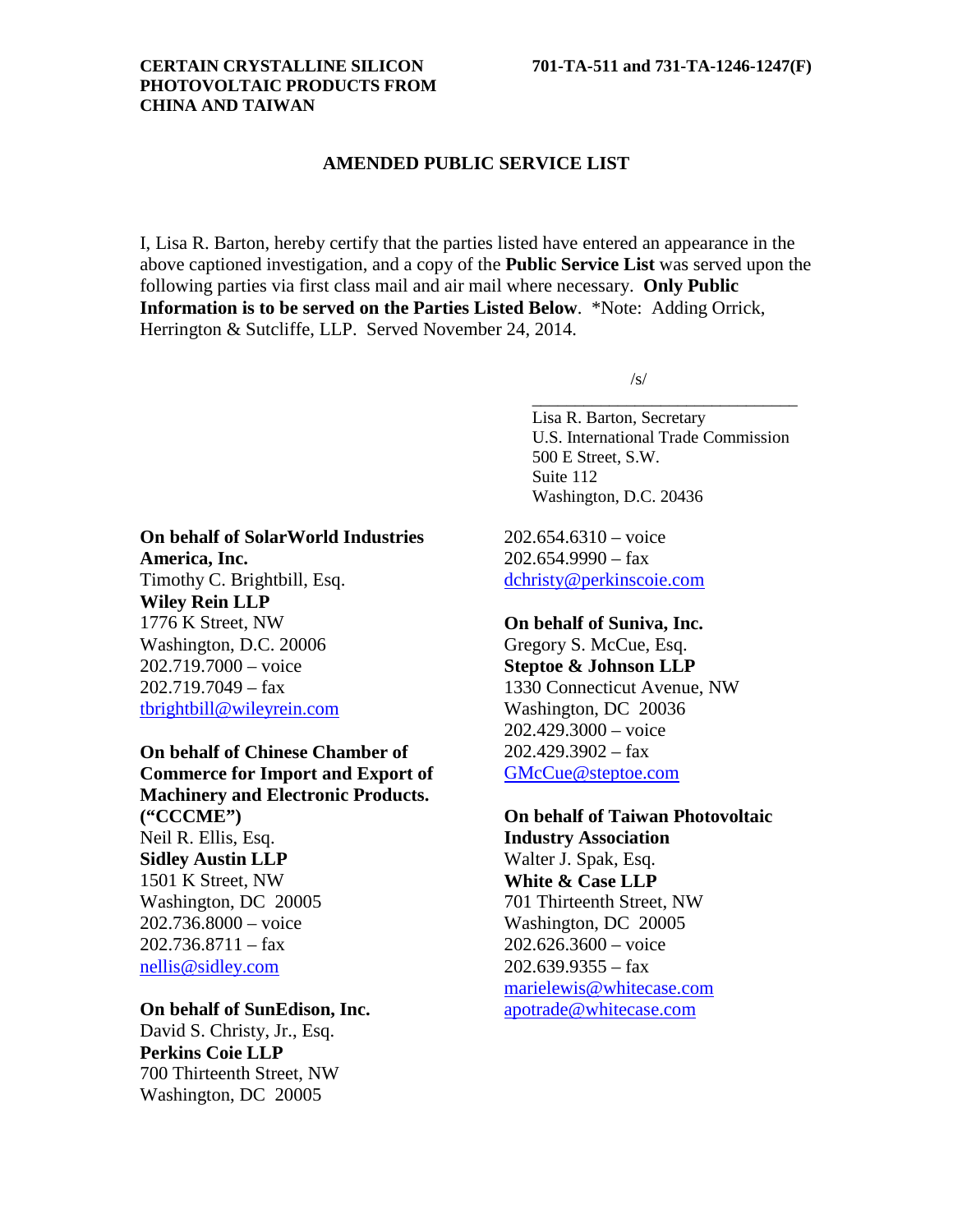**CERTAIN CRYSTALLINE SILICON PHOTOVOLTAIC PRODUCTS FROM CHINA AND TAIWAN**

**701-TA-511 and 731-TA-1246-1247(F)**

## AMENDED PUBLIC SERVICE LIST

I, Lisa R. Barton, hereby certify that the parties listed have entered an appearance in the above captioned investigation, and a copy of the **Public Service List** was served upon the following parties via first class mail and air mail where necessary. **Only Public Information is to be served on the Parties Listed Below**. *Note: Adding Orrick, Herrington & Sutcliffe, LLP. Served November 24, 2014.

/s/
\_\_\_\_\_\_\_\_\_\_\_\_\_\_\_\_\_\_\_\_\_\_\_\_\_\_\_\_\_\_\_\_
Lisa R. Barton, Secretary
U.S. International Trade Commission
500 E Street, S.W.
Suite 112
Washington, D.C. 20436

**On behalf of SolarWorld Industries America, Inc.**
Timothy C. Brightbill, Esq.
**Wiley Rein LLP**
1776 K Street, NW
Washington, D.C. 20006
202.719.7000 – voice
202.719.7049 – fax
tbrightbill@wileyrein.com

**On behalf of Chinese Chamber of Commerce for Import and Export of Machinery and Electronic Products. ("CCCME")**
Neil R. Ellis, Esq.
**Sidley Austin LLP**
1501 K Street, NW
Washington, DC 20005
202.736.8000 – voice
202.736.8711 – fax
nellis@sidley.com

**On behalf of SunEdison, Inc.**
David S. Christy, Jr., Esq.
**Perkins Coie LLP**
700 Thirteenth Street, NW
Washington, DC 20005
202.654.6310 – voice
202.654.9990 – fax
dchristy@perkinscoie.com

**On behalf of Suniva, Inc.**
Gregory S. McCue, Esq.
**Steptoe & Johnson LLP**
1330 Connecticut Avenue, NW
Washington, DC 20036
202.429.3000 – voice
202.429.3902 – fax
GMcCue@steptoe.com

**On behalf of Taiwan Photovoltaic Industry Association**
Walter J. Spak, Esq.
**White & Case LLP**
701 Thirteenth Street, NW
Washington, DC 20005
202.626.3600 – voice
202.639.9355 – fax
marielewis@whitecase.com
apotrade@whitecase.com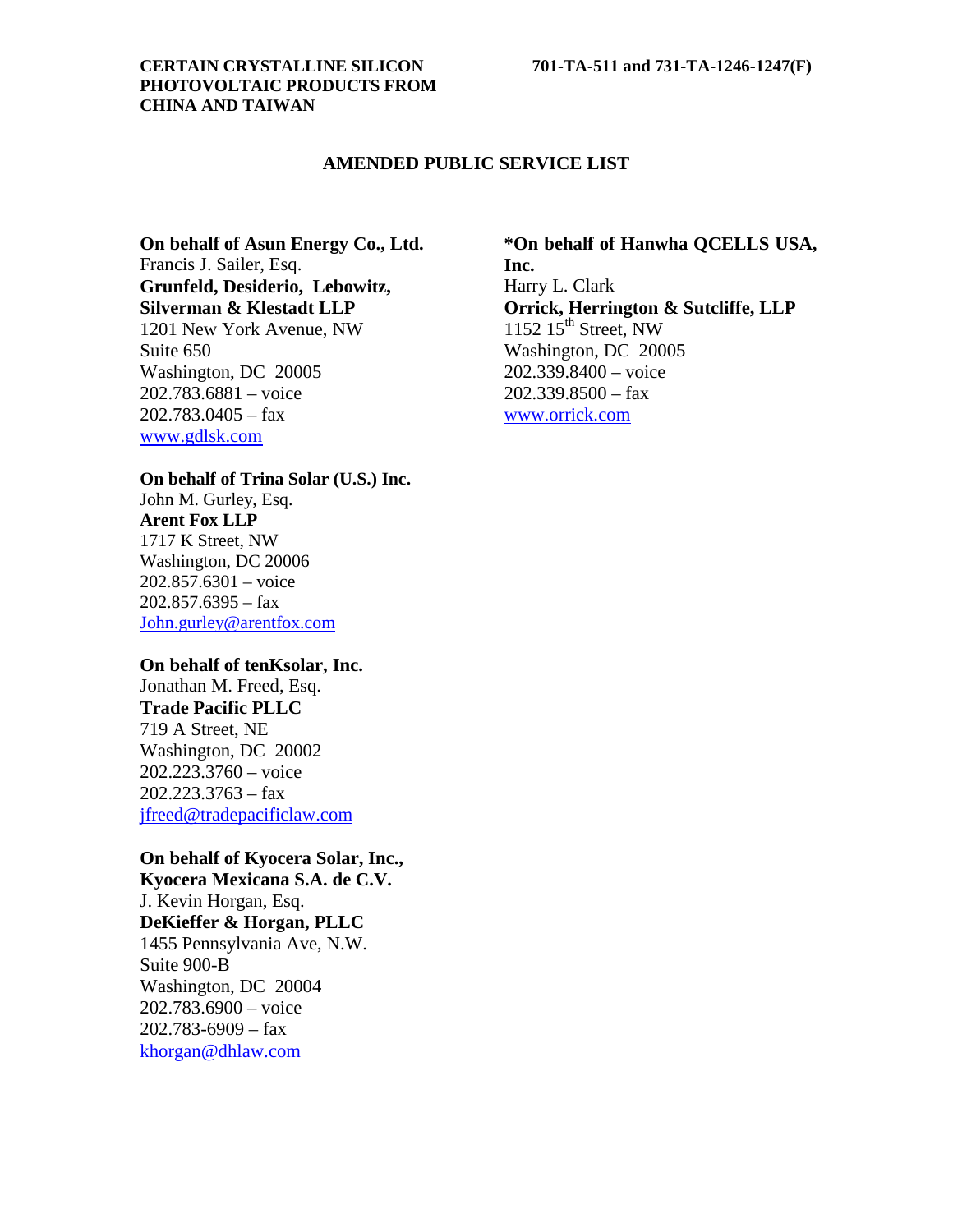**CERTAIN CRYSTALLINE SILICON PHOTOVOLTAIC PRODUCTS FROM CHINA AND TAIWAN**

**701-TA-511 and 731-TA-1246-1247(F)**

## AMENDED PUBLIC SERVICE LIST

**On behalf of Asun Energy Co., Ltd.**
Francis J. Sailer, Esq.
**Grunfeld, Desiderio, Lebowitz, Silverman & Klestadt LLP**
1201 New York Avenue, NW
Suite 650
Washington, DC 20005
202.783.6881 – voice
202.783.0405 – fax
www.gdlsk.com

**On behalf of Trina Solar (U.S.) Inc.**
John M. Gurley, Esq.
**Arent Fox LLP**
1717 K Street, NW
Washington, DC 20006
202.857.6301 – voice
202.857.6395 – fax
John.gurley@arentfox.com

**On behalf of tenKsolar, Inc.**
Jonathan M. Freed, Esq.
**Trade Pacific PLLC**
719 A Street, NE
Washington, DC 20002
202.223.3760 – voice
202.223.3763 – fax
jfreed@tradepacificlaw.com

**On behalf of Kyocera Solar, Inc., Kyocera Mexicana S.A. de C.V.**
J. Kevin Horgan, Esq.
**DeKieffer & Horgan, PLLC**
1455 Pennsylvania Ave, N.W.
Suite 900-B
Washington, DC 20004
202.783.6900 – voice
202.783-6909 – fax
khorgan@dhlaw.com

***On behalf of Hanwha QCELLS USA, Inc.**
Harry L. Clark
**Orrick, Herrington & Sutcliffe, LLP**
1152 15th Street, NW
Washington, DC 20005
202.339.8400 – voice
202.339.8500 – fax
www.orrick.com